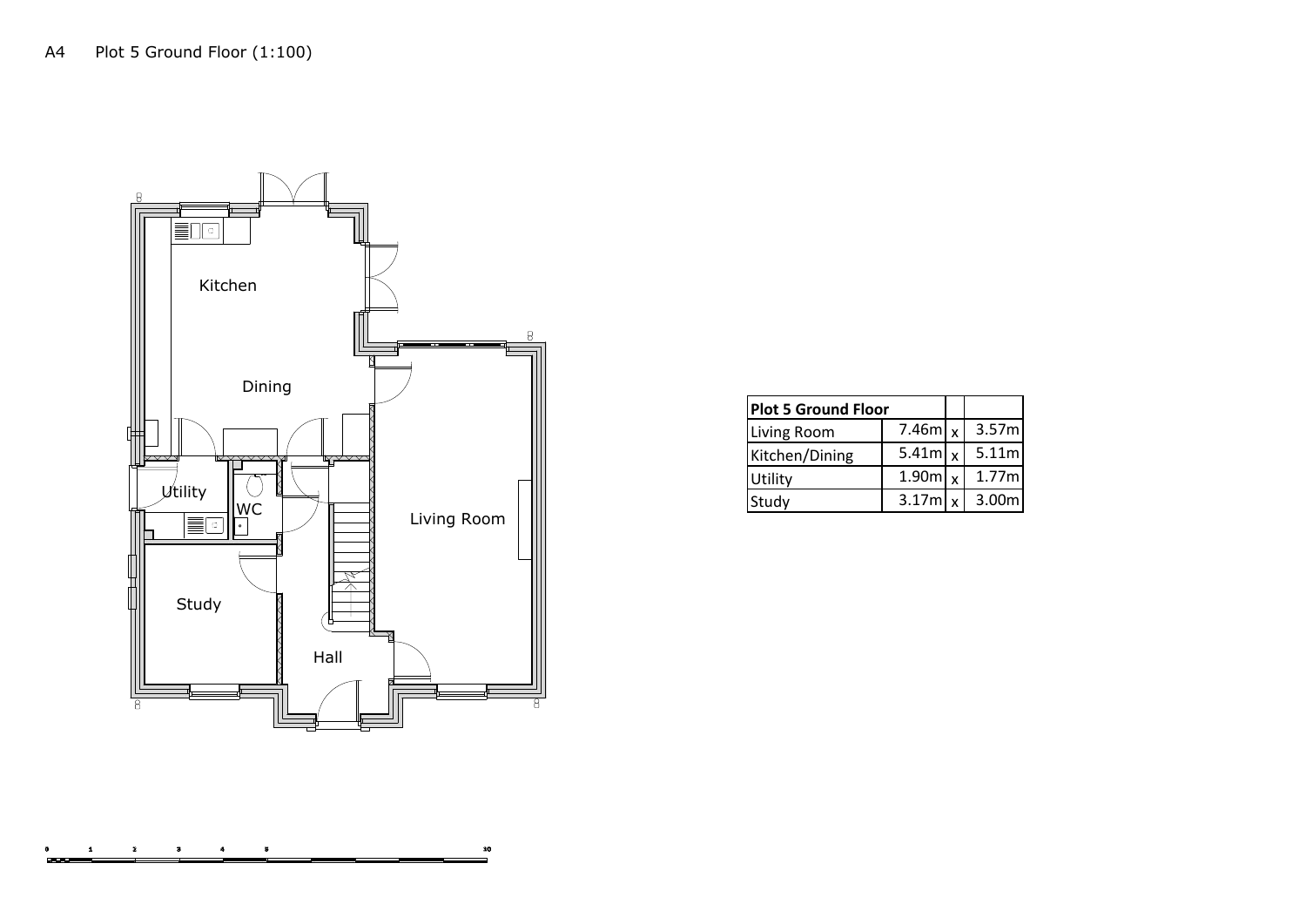A4 Plot 5 Ground Floor (1:100)

Kitchen

Dining

Utility

WC

Study

Hall

Living Room

| Plot 5 Ground Floor | | | |
|---|---|---|---|
| Living Room | 7.46m | x | 3.57m |
| Kitchen/Dining | 5.41m | x | 5.11m |
| Utility | 1.90m | x | 1.77m |
| Study | 3.17m | x | 3.00m |

0 1 2 3 4 5 10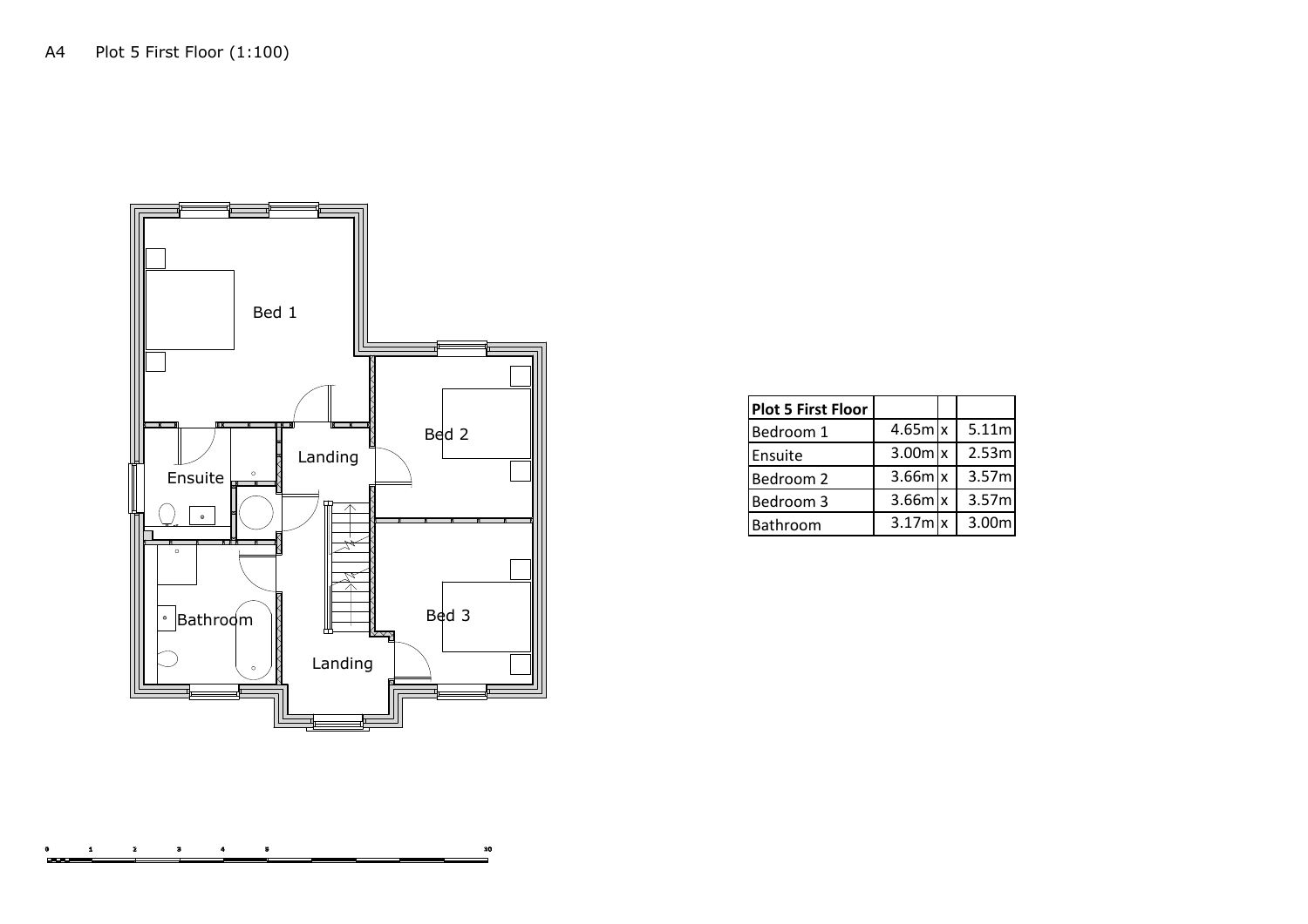A4 Plot 5 First Floor (1:100)

Bed 1

Ensuite

Landing

Bed 2

Bathroom

Bed 3

Landing

| Plot 5 First Floor | | | |
|---|---|---|---|
| Bedroom 1 | 4.65m | x | 5.11m |
| Ensuite | 3.00m | x | 2.53m |
| Bedroom 2 | 3.66m | x | 3.57m |
| Bedroom 3 | 3.66m | x | 3.57m |
| Bathroom | 3.17m | x | 3.00m |

0 1 2 3 4 5 10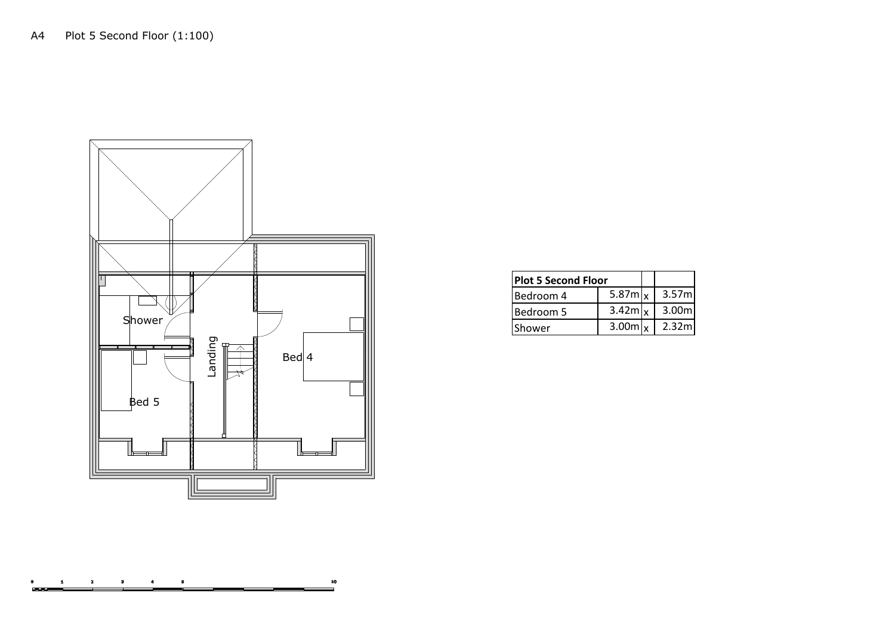A4 Plot 5 Second Floor (1:100)

Shower

Landing

Bed 4

Bed 5

| Plot 5 Second Floor | | | |
| --- | --- | --- | --- |
| Bedroom 4 | 5.87m | x | 3.57m |
| Bedroom 5 | 3.42m | x | 3.00m |
| Shower | 3.00m | x | 2.32m |

0 1 2 3 4 5 10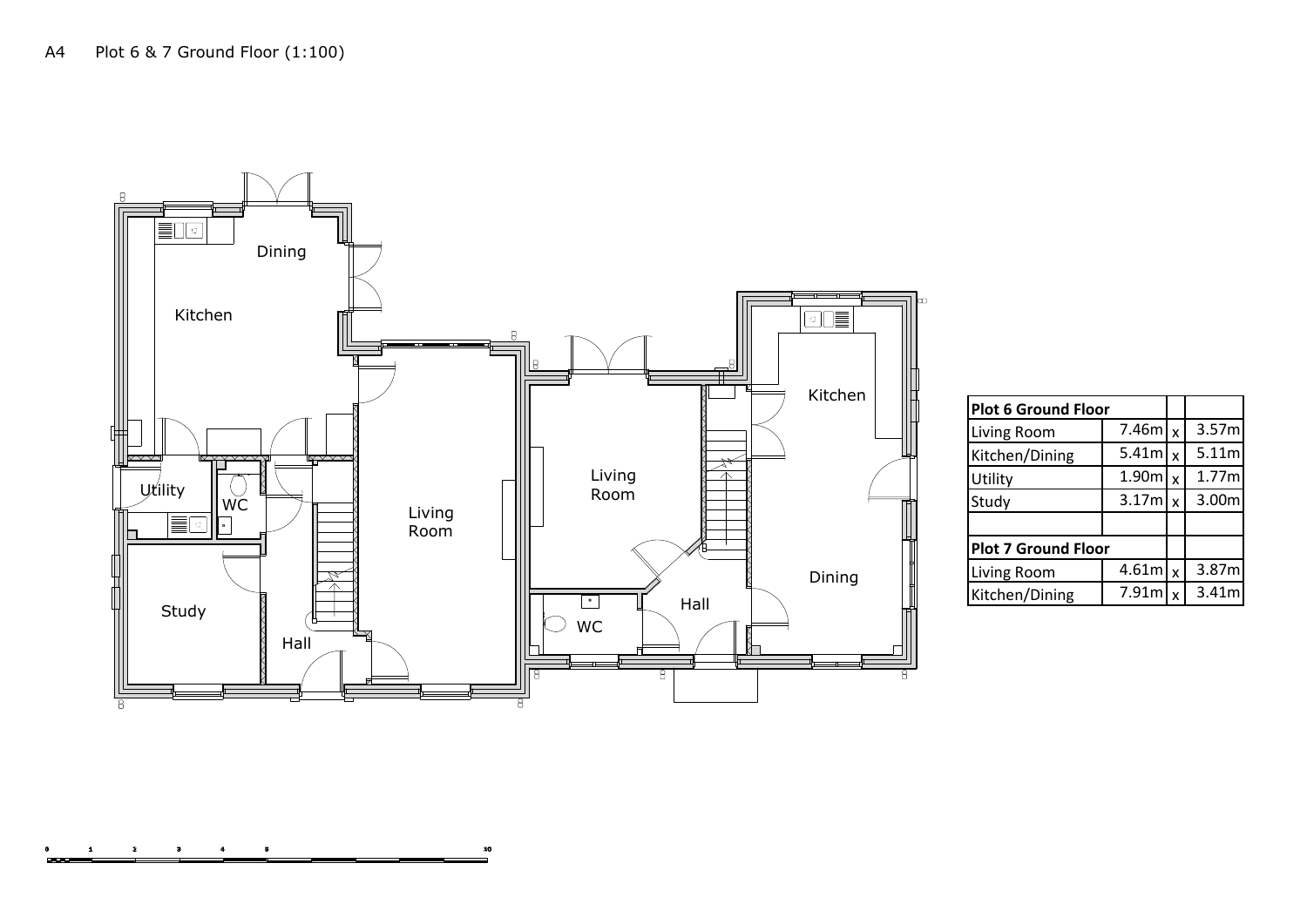A4 Plot 6 & 7 Ground Floor (1:100)

Kitchen

Dining

Utility

WC

Study

Hall

Living Room

Living Room

WC

Hall

Kitchen

Dining

| Plot 6 Ground Floor | | | |
|---|---|---|---|
| Living Room | 7.46m | x | 3.57m |
| Kitchen/Dining | 5.41m | x | 5.11m |
| Utility | 1.90m | x | 1.77m |
| Study | 3.17m | x | 3.00m |
| | | | |
| **Plot 7 Ground Floor** | | | |
| Living Room | 4.61m | x | 3.87m |
| Kitchen/Dining | 7.91m | x | 3.41m |

0 1 2 3 4 5 10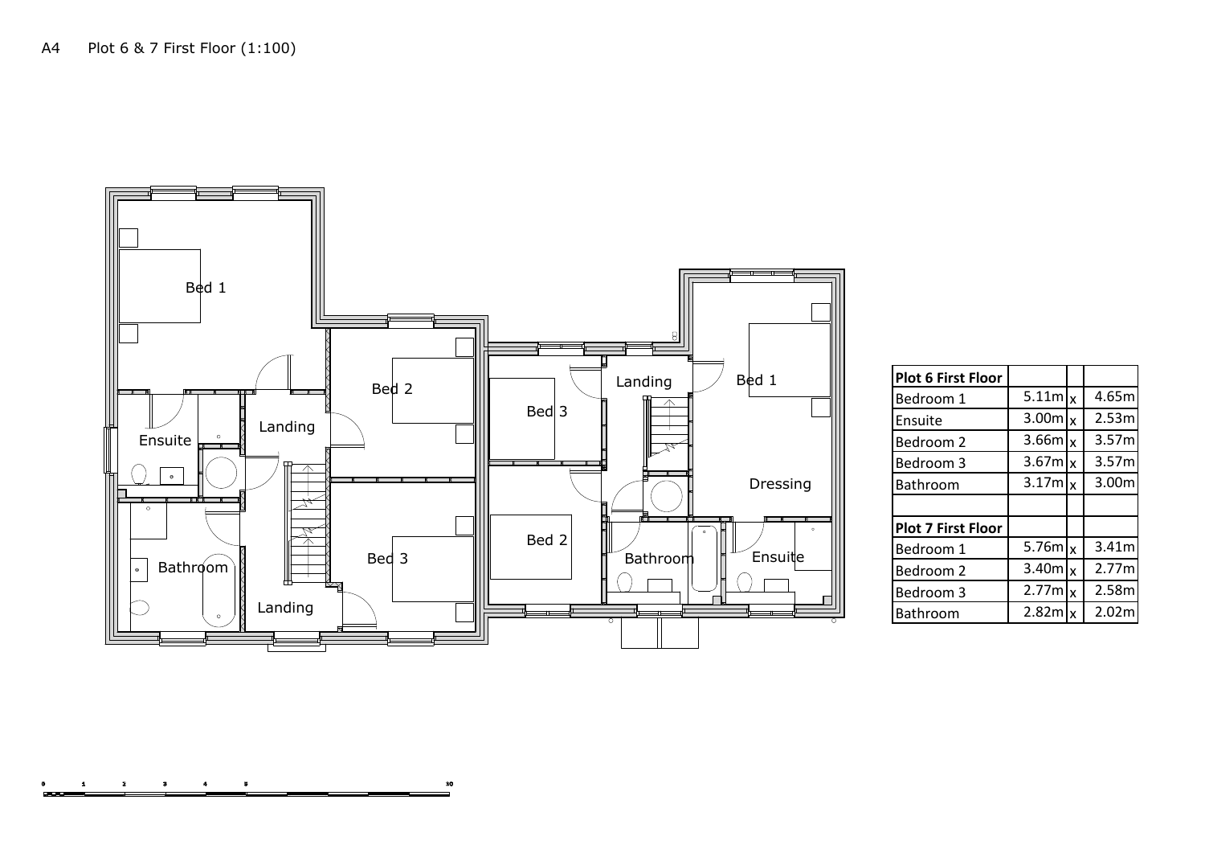A4 Plot 6 & 7 First Floor (1:100)

Bed 1

Ensuite

Bathroom

Landing

Bed 2

Bed 3

Landing

Bed 3

Bed 2

Landing

Bathroom

Bed 1

Dressing

Ensuite

| **Plot 6 First Floor** | | | |
|---|---|---|---|
| Bedroom 1 | 5.11m | x | 4.65m |
| Ensuite | 3.00m | x | 2.53m |
| Bedroom 2 | 3.66m | x | 3.57m |
| Bedroom 3 | 3.67m | x | 3.57m |
| Bathroom | 3.17m | x | 3.00m |
| | | | |
| **Plot 7 First Floor** | | | |
| Bedroom 1 | 5.76m | x | 3.41m |
| Bedroom 2 | 3.40m | x | 2.77m |
| Bedroom 3 | 2.77m | x | 2.58m |
| Bathroom | 2.82m | x | 2.02m |

0 1 2 3 4 5 10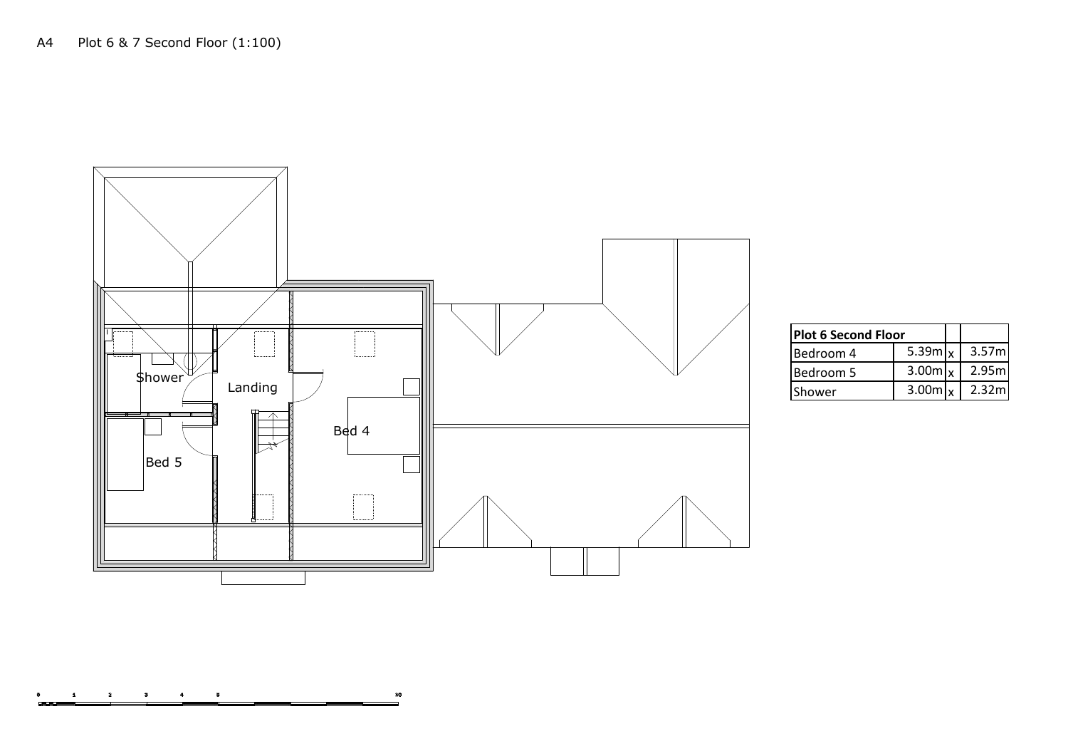A4 Plot 6 & 7 Second Floor (1:100)

Shower

Landing

Bed 4

Bed 5

0 1 2 3 4 5 10

| Plot 6 Second Floor | | | |
|---|---|---|---|
| Bedroom 4 | 5.39m | x | 3.57m |
| Bedroom 5 | 3.00m | x | 2.95m |
| Shower | 3.00m | x | 2.32m |